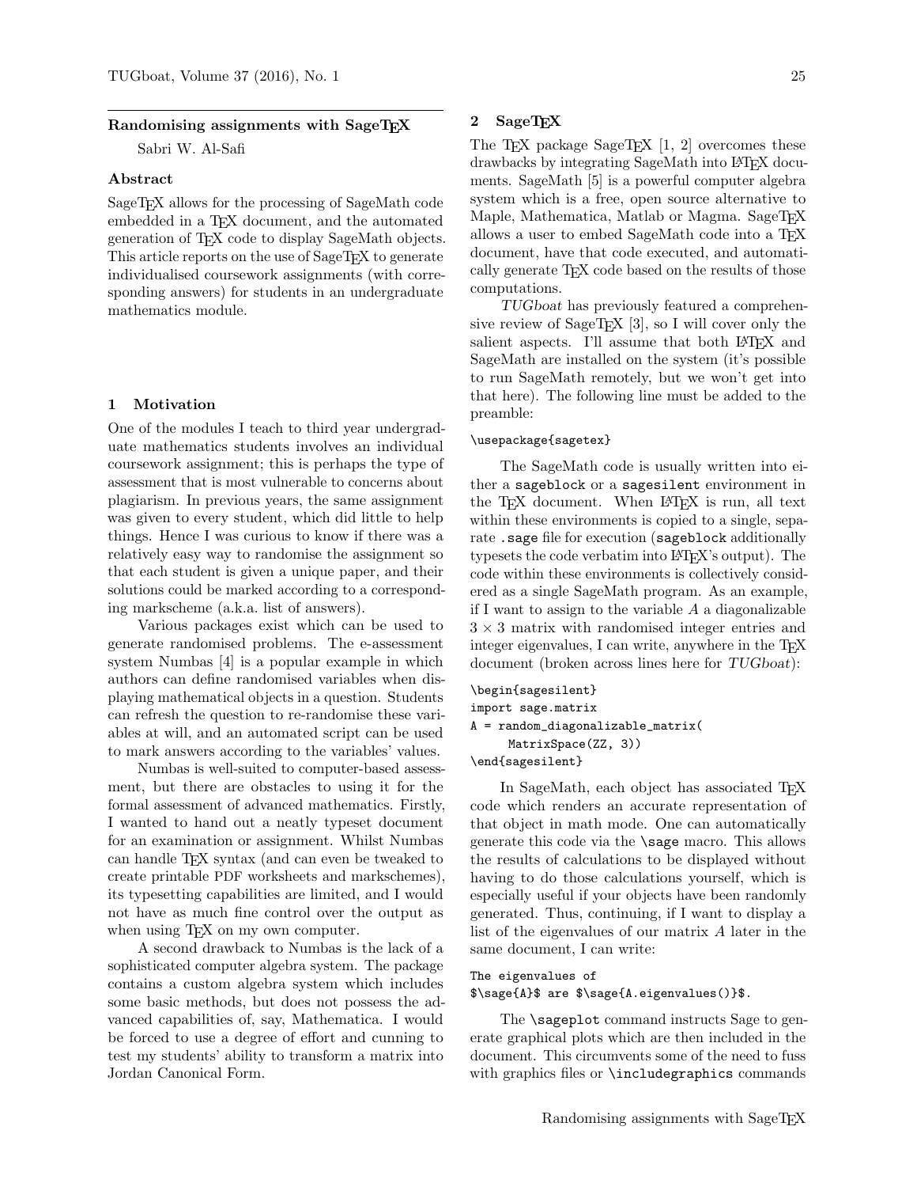## Randomising assignments with SageTeX

Sabri W. Al-Safi

### Abstract

SageTeX allows for the processing of SageMath code embedded in a TeX document, and the automated generation of TeX code to display SageMath objects. This article reports on the use of SageTeX to generate individualised coursework assignments (with corresponding answers) for students in an undergraduate mathematics module.

## 1 Motivation

One of the modules I teach to third year undergraduate mathematics students involves an individual coursework assignment; this is perhaps the type of assessment that is most vulnerable to concerns about plagiarism. In previous years, the same assignment was given to every student, which did little to help things. Hence I was curious to know if there was a relatively easy way to randomise the assignment so that each student is given a unique paper, and their solutions could be marked according to a corresponding markscheme (a.k.a. list of answers).

Various packages exist which can be used to generate randomised problems. The e-assessment system Numbas [4] is a popular example in which authors can define randomised variables when displaying mathematical objects in a question. Students can refresh the question to re-randomise these variables at will, and an automated script can be used to mark answers according to the variables' values.

Numbas is well-suited to computer-based assessment, but there are obstacles to using it for the formal assessment of advanced mathematics. Firstly, I wanted to hand out a neatly typeset document for an examination or assignment. Whilst Numbas can handle TeX syntax (and can even be tweaked to create printable PDF worksheets and markschemes), its typesetting capabilities are limited, and I would not have as much fine control over the output as when using TeX on my own computer.

A second drawback to Numbas is the lack of a sophisticated computer algebra system. The package contains a custom algebra system which includes some basic methods, but does not possess the advanced capabilities of, say, Mathematica. I would be forced to use a degree of effort and cunning to test my students' ability to transform a matrix into Jordan Canonical Form.

## 2 SageTeX

The TeX package SageTeX [1, 2] overcomes these drawbacks by integrating SageMath into LaTeX documents. SageMath [5] is a powerful computer algebra system which is a free, open source alternative to Maple, Mathematica, Matlab or Magma. SageTeX allows a user to embed SageMath code into a TeX document, have that code executed, and automatically generate TeX code based on the results of those computations.

*TUGboat* has previously featured a comprehensive review of SageTeX [3], so I will cover only the salient aspects. I'll assume that both LaTeX and SageMath are installed on the system (it's possible to run SageMath remotely, but we won't get into that here). The following line must be added to the preamble:

```
\usepackage{sagetex}
```

The SageMath code is usually written into either a `sageblock` or a `sagesilent` environment in the TeX document. When LaTeX is run, all text within these environments is copied to a single, separate `.sage` file for execution (`sageblock` additionally typesets the code verbatim into LaTeX's output). The code within these environments is collectively considered as a single SageMath program. As an example, if I want to assign to the variable $A$ a diagonalizable $3 \times 3$ matrix with randomised integer entries and integer eigenvalues, I can write, anywhere in the TeX document (broken across lines here for *TUGboat*):

```
\begin{sagesilent}
import sage.matrix
A = random_diagonalizable_matrix(
     MatrixSpace(ZZ, 3))
\end{sagesilent}
```

In SageMath, each object has associated TeX code which renders an accurate representation of that object in math mode. One can automatically generate this code via the `\sage` macro. This allows the results of calculations to be displayed without having to do those calculations yourself, which is especially useful if your objects have been randomly generated. Thus, continuing, if I want to display a list of the eigenvalues of our matrix $A$ later in the same document, I can write:

```
The eigenvalues of
$\sage{A}$ are $\sage{A.eigenvalues()}$.
```

The `\sageplot` command instructs Sage to generate graphical plots which are then included in the document. This circumvents some of the need to fuss with graphics files or `\includegraphics` commands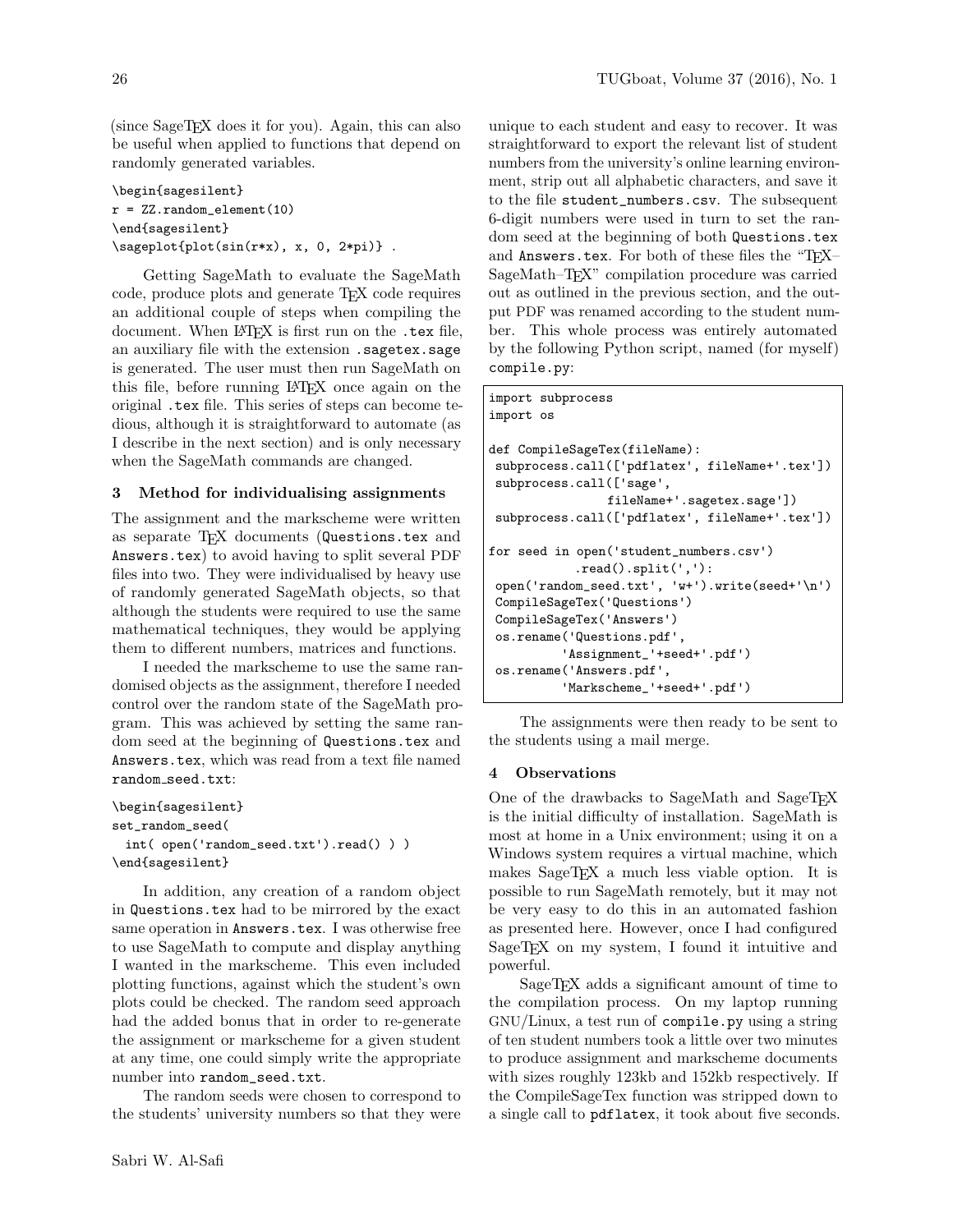(since SageTEX does it for you). Again, this can also be useful when applied to functions that depend on randomly generated variables.

```
\begin{sagesilent}
r = ZZ.random_element(10)
\end{sagesilent}
\sageplot{plot(sin(r*x), x, 0, 2*pi)} .
```

Getting SageMath to evaluate the SageMath code, produce plots and generate TEX code requires an additional couple of steps when compiling the document. When LATEX is first run on the .tex file, an auxiliary file with the extension .sagetex.sage is generated. The user must then run SageMath on this file, before running LATEX once again on the original .tex file. This series of steps can become tedious, although it is straightforward to automate (as I describe in the next section) and is only necessary when the SageMath commands are changed.

## 3 Method for individualising assignments

The assignment and the markscheme were written as separate TEX documents (Questions.tex and Answers.tex) to avoid having to split several PDF files into two. They were individualised by heavy use of randomly generated SageMath objects, so that although the students were required to use the same mathematical techniques, they would be applying them to different numbers, matrices and functions.

I needed the markscheme to use the same randomised objects as the assignment, therefore I needed control over the random state of the SageMath program. This was achieved by setting the same random seed at the beginning of Questions.tex and Answers.tex, which was read from a text file named random_seed.txt:

```
\begin{sagesilent}
set_random_seed(
  int( open('random_seed.txt').read() ) )
\end{sagesilent}
```

In addition, any creation of a random object in Questions.tex had to be mirrored by the exact same operation in Answers.tex. I was otherwise free to use SageMath to compute and display anything I wanted in the markscheme. This even included plotting functions, against which the student's own plots could be checked. The random seed approach had the added bonus that in order to re-generate the assignment or markscheme for a given student at any time, one could simply write the appropriate number into random_seed.txt.

The random seeds were chosen to correspond to the students' university numbers so that they were unique to each student and easy to recover. It was straightforward to export the relevant list of student numbers from the university's online learning environment, strip out all alphabetic characters, and save it to the file student_numbers.csv. The subsequent 6-digit numbers were used in turn to set the random seed at the beginning of both Questions.tex and Answers.tex. For both of these files the "TEX–SageMath–TEX" compilation procedure was carried out as outlined in the previous section, and the output PDF was renamed according to the student number. This whole process was entirely automated by the following Python script, named (for myself) compile.py:

```
import subprocess
import os

def CompileSageTex(fileName):
 subprocess.call(['pdflatex', fileName+'.tex'])
 subprocess.call(['sage',
                 fileName+'.sagetex.sage'])
 subprocess.call(['pdflatex', fileName+'.tex'])

for seed in open('student_numbers.csv')
            .read().split(','):
 open('random_seed.txt', 'w+').write(seed+'\n')
 CompileSageTex('Questions')
 CompileSageTex('Answers')
 os.rename('Questions.pdf',
          'Assignment_'+seed+'.pdf')
 os.rename('Answers.pdf',
          'Markscheme_'+seed+'.pdf')
```

The assignments were then ready to be sent to the students using a mail merge.

## 4 Observations

One of the drawbacks to SageMath and SageTEX is the initial difficulty of installation. SageMath is most at home in a Unix environment; using it on a Windows system requires a virtual machine, which makes SageTEX a much less viable option. It is possible to run SageMath remotely, but it may not be very easy to do this in an automated fashion as presented here. However, once I had configured SageTEX on my system, I found it intuitive and powerful.

SageTEX adds a significant amount of time to the compilation process. On my laptop running GNU/Linux, a test run of compile.py using a string of ten student numbers took a little over two minutes to produce assignment and markscheme documents with sizes roughly 123kb and 152kb respectively. If the CompileSageTex function was stripped down to a single call to pdflatex, it took about five seconds.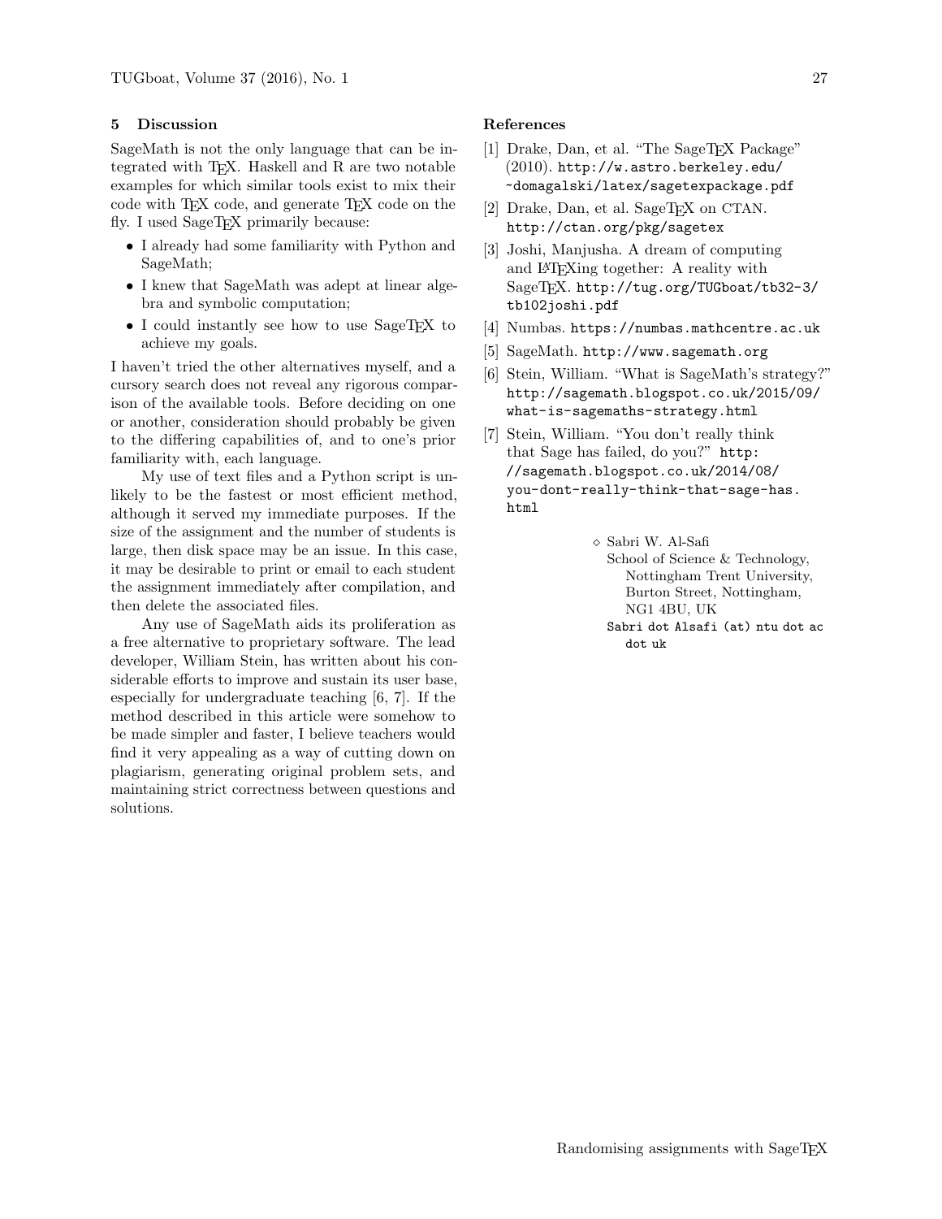## 5 Discussion

SageMath is not the only language that can be integrated with TeX. Haskell and R are two notable examples for which similar tools exist to mix their code with TeX code, and generate TeX code on the fly. I used SageTeX primarily because:

- I already had some familiarity with Python and SageMath;
- I knew that SageMath was adept at linear algebra and symbolic computation;
- I could instantly see how to use SageTeX to achieve my goals.

I haven't tried the other alternatives myself, and a cursory search does not reveal any rigorous comparison of the available tools. Before deciding on one or another, consideration should probably be given to the differing capabilities of, and to one's prior familiarity with, each language.

My use of text files and a Python script is unlikely to be the fastest or most efficient method, although it served my immediate purposes. If the size of the assignment and the number of students is large, then disk space may be an issue. In this case, it may be desirable to print or email to each student the assignment immediately after compilation, and then delete the associated files.

Any use of SageMath aids its proliferation as a free alternative to proprietary software. The lead developer, William Stein, has written about his considerable efforts to improve and sustain its user base, especially for undergraduate teaching [6, 7]. If the method described in this article were somehow to be made simpler and faster, I believe teachers would find it very appealing as a way of cutting down on plagiarism, generating original problem sets, and maintaining strict correctness between questions and solutions.

## References

[1] Drake, Dan, et al. "The SageTeX Package" (2010). `http://w.astro.berkeley.edu/~domagalski/latex/sagetexpackage.pdf`

[2] Drake, Dan, et al. SageTeX on CTAN. `http://ctan.org/pkg/sagetex`

[3] Joshi, Manjusha. A dream of computing and LaTeXing together: A reality with SageTeX. `http://tug.org/TUGboat/tb32-3/tb102joshi.pdf`

[4] Numbas. `https://numbas.mathcentre.ac.uk`

[5] SageMath. `http://www.sagemath.org`

[6] Stein, William. "What is SageMath's strategy?" `http://sagemath.blogspot.co.uk/2015/09/what-is-sagemaths-strategy.html`

[7] Stein, William. "You don't really think that Sage has failed, do you?" `http://sagemath.blogspot.co.uk/2014/08/you-dont-really-think-that-sage-has.html`

◇ Sabri W. Al-Safi
School of Science & Technology,
Nottingham Trent University,
Burton Street, Nottingham,
NG1 4BU, UK
`Sabri dot Alsafi (at) ntu dot ac dot uk`